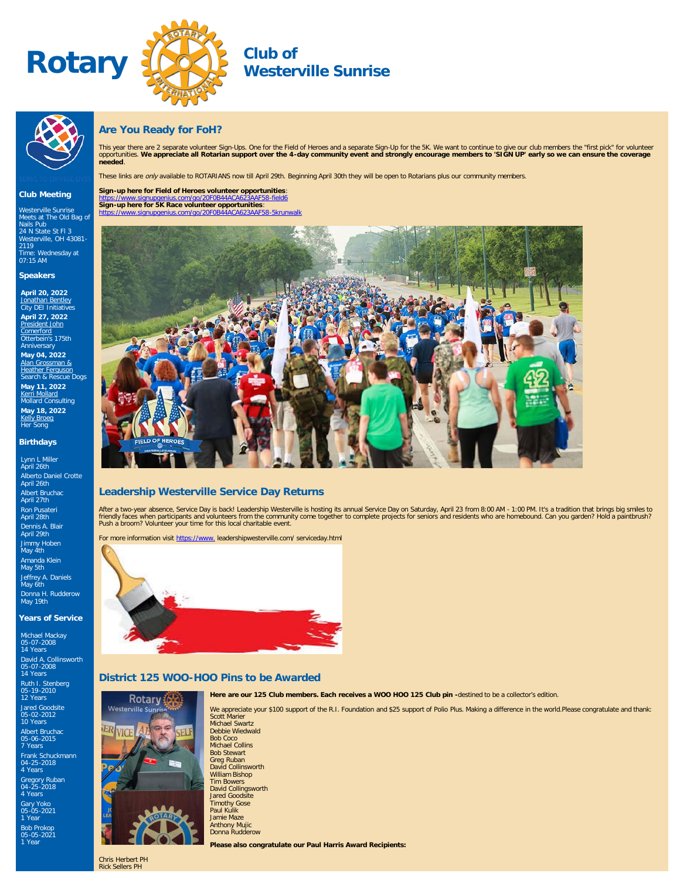# Rotary Club of Westerville Sunrise

SERVE TO CHANGE LIVES

## Club Meeting

Westerville Sunrise
Meets at The Old Bag of Nails Pub
24 N State St Fl 3
Westerville, OH 43081-2119
Time: Wednesday at 07:15 AM

## Speakers

**April 20, 2022**
Jonathan Bentley
City DEI Initiatives

**April 27, 2022**
President John Comerford
Otterbein's 175th Anniversary

**May 04, 2022**
Alan Grossman & Heather Ferguson
Search & Rescue Dogs

**May 11, 2022**
Kerri Mollard
Mollard Consulting

**May 18, 2022**
Kelly Broeg
Her Song

## Birthdays

Lynn L Miller
April 26th

Alberto Daniel Crotte
April 26th

Albert Bruchac
April 27th

Ron Pusateri
April 28th

Dennis A. Blair
April 29th

Jimmy Hoben
May 4th

Amanda Klein
May 5th

Jeffrey A. Daniels
May 6th

Donna H. Rudderow
May 19th

## Years of Service

Michael Mackay
05-07-2008
14 Years

David A. Collinsworth
05-07-2008
14 Years

Ruth I. Stenberg
05-19-2010
12 Years

Jared Goodsite
05-02-2012
10 Years

Albert Bruchac
05-06-2015
7 Years

Frank Schuckmann
04-25-2018
4 Years

Gregory Ruban
04-25-2018
4 Years

Gary Yoko
05-05-2021
1 Year

Bob Prokop
05-05-2021
1 Year

## Are You Ready for FoH?

This year there are 2 separate volunteer Sign-Ups. One for the Field of Heroes and a separate Sign-Up for the 5K. We want to continue to give our club members the "first pick" for volunteer opportunities. **We appreciate all Rotarian support over the 4-day community event and strongly encourage members to 'SIGN UP' early so we can ensure the coverage needed**.

These links are *only* available to ROTARIANS now till April 29th. Beginning April 30th they will be open to Rotarians plus our community members.

**Sign-up here for Field of Heroes volunteer opportunities**:
https://www.signupgenius.com/go/20F0B44ACA623AAF58-field6
**Sign-up here for 5K Race volunteer opportunities**:
https://www.signupgenius.com/go/20F0B44ACA623AAF58-5krunwalk

## Leadership Westerville Service Day Returns

After a two-year absence, Service Day is back! Leadership Westerville is hosting its annual Service Day on Saturday, April 23 from 8:00 AM - 1:00 PM. It's a tradition that brings big smiles to friendly faces when participants and volunteers from the community come together to complete projects for seniors and residents who are homebound. Can you garden? Hold a paintbrush? Push a broom? Volunteer your time for this local charitable event.

For more information visit https://www. leadershipwesterville.com/ serviceday.html

## District 125 WOO-HOO Pins to be Awarded

**Here are our 125 Club members. Each receives a WOO HOO 125 Club pin -**destined to be a collector's edition.

We appreciate your $100 support of the R.I. Foundation and $25 support of Polio Plus. Making a difference in the world.Please congratulate and thank:
Scott Marier
Michael Swartz
Debbie Wiedwald
Bob Coco
Michael Collins
Bob Stewart
Greg Ruban
David Collinsworth
William Bishop
Tim Bowers
David Collingsworth
Jared Goodsite
Timothy Gose
Paul Kulik
Jamie Maze
Anthony Mujic
Donna Rudderow

**Please also congratulate our Paul Harris Award Recipients:**

Chris Herbert PH
Rick Sellers PH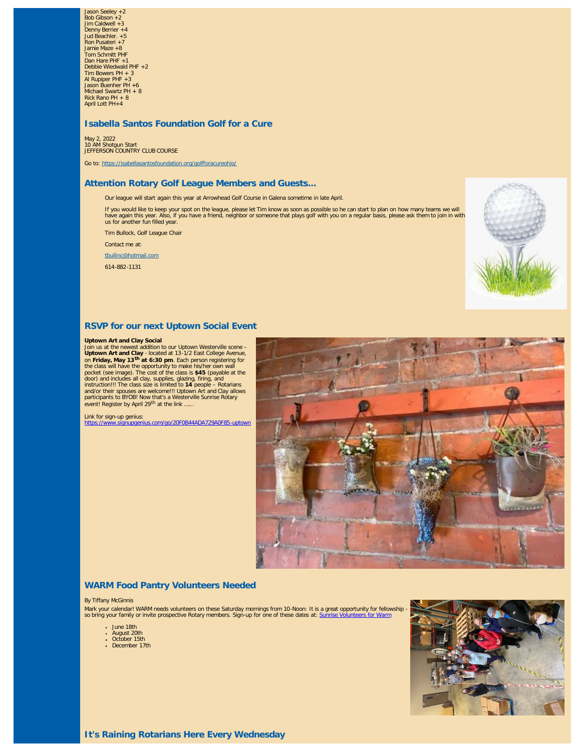Jason Seeley +2
Bob Gibson +2
Jim Caldwell +3
Denny Berrier +4
Jud Beachler. +5
Ron Pusateri +7
Jamie Maze +8
Tom Schmitt PHF
Dan Hare PHF +1
Debbie Wiedwald PHF +2
Tim Bowers PH + 3
Al Rupiper PHF +3
Jason Buenher PH +6
Michael Swartz PH + 8
Rick Rano PH + 8
April Lott PH+4

## Isabella Santos Foundation Golf for a Cure

May 2, 2022
10 AM Shotgun Start
JEFFERSON COUNTRY CLUB COURSE

Go to: https://isabellasantosfoundation.org/golfforacureohio/

## Attention Rotary Golf League Members and Guests...

Our league will start again this year at Arrowhead Golf Course in Galena sometime in late April.

If you would like to keep your spot on the league, please let Tim know as soon as possible so he can start to plan on how many teams we will have again this year. Also, if you have a friend, neighbor or someone that plays golf with you on a regular basis, please ask them to join in with us for another fun filled year.

Tim Bullock, Golf League Chair

Contact me at:

tbullinc@hotmail.com

614-882-1131

## RSVP for our next Uptown Social Event

**Uptown Art and Clay Social**
Join us at the newest addition to our Uptown Westerville scene – **Uptown Art and Clay** - located at 13-1/2 East College Avenue, on **Friday, May 13th at 6:30 pm**. Each person registering for the class will have the opportunity to make his/her own wall pocket (see image). The cost of the class is **$45** (payable at the door) and includes all clay, supplies, glazing, firing, and instruction!!! The class size is limited to **14** people – Rotarians and/or their spouses are welcome!!! Uptown Art and Clay allows participants to BYOB! Now that's a Westerville Sunrise Rotary event! Register by April 29th at the link ......

Link for sign-up genius:
https://www.signupgenius.com/go/20F0B44ADA729A0F85-uptown

## WARM Food Pantry Volunteers Needed

By Tiffany McGinnis

Mark your calendar! WARM needs volunteers on these Saturday mornings from 10-Noon: It is a great opportunity for fellowship - so bring your family or invite prospective Rotary members. Sign-up for one of these dates at: Sunrise Volunteers for Warm

- June 18th
- August 20th
- October 15th
- December 17th

## It's Raining Rotarians Here Every Wednesday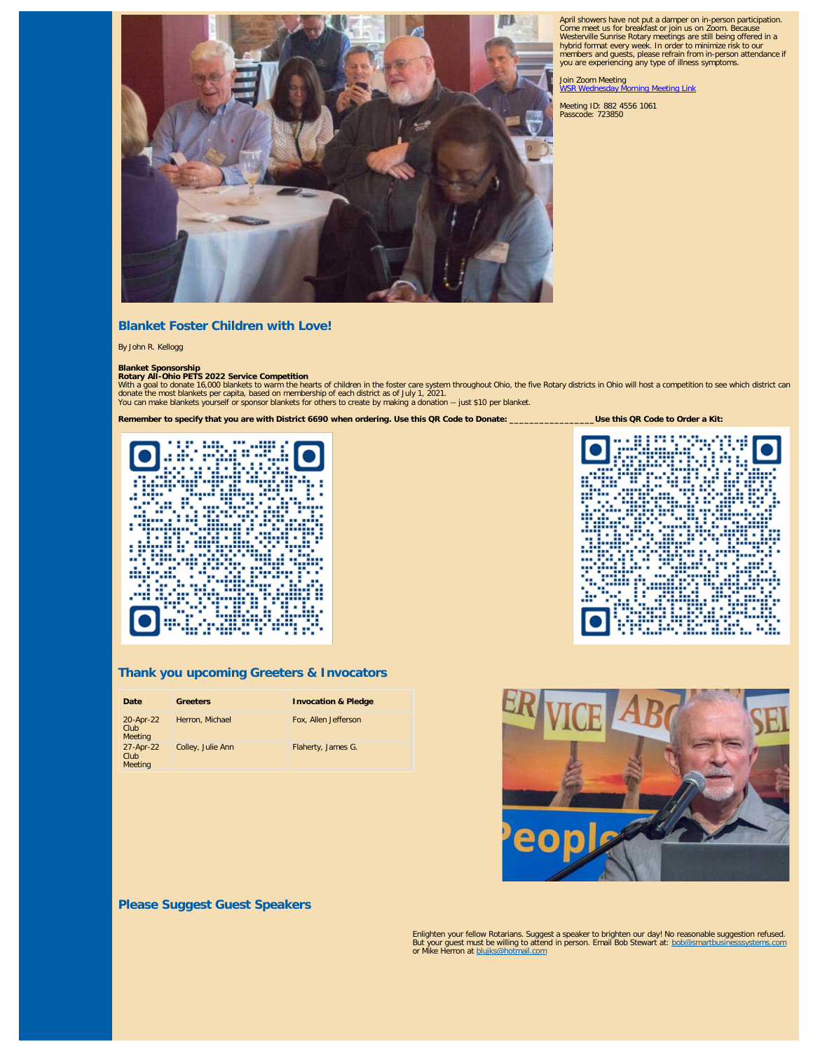April showers have not put a damper on in-person participation. Come meet us for breakfast or join us on Zoom. Because Westerville Sunrise Rotary meetings are still being offered in a hybrid format every week. In order to minimize risk to our members and guests, please refrain from in-person attendance if you are experiencing any type of illness symptoms.

Join Zoom Meeting
[WSR Wednesday Morning Meeting Link]

Meeting ID: 882 4556 1061
Passcode: 723850

## Blanket Foster Children with Love!

By John R. Kellogg

**Blanket Sponsorship**
**Rotary All-Ohio PETS 2022 Service Competition**
With a goal to donate 16,000 blankets to warm the hearts of children in the foster care system throughout Ohio, the five Rotary districts in Ohio will host a competition to see which district can donate the most blankets per capita, based on membership of each district as of July 1, 2021.
You can make blankets yourself or sponsor blankets for others to create by making a donation -- just $10 per blanket.

**Remember to specify that you are with District 6690 when ordering. Use this QR Code to Donate: ________________ Use this QR Code to Order a Kit:**

## Thank you upcoming Greeters & Invocators

| Date | Greeters | Invocation & Pledge |
| --- | --- | --- |
| 20-Apr-22 Club Meeting | Herron, Michael | Fox, Allen Jefferson |
| 27-Apr-22 Club Meeting | Colley, Julie Ann | Flaherty, James G. |

## Please Suggest Guest Speakers

Enlighten your fellow Rotarians. Suggest a speaker to brighten our day! No reasonable suggestion refused. But your guest must be willing to attend in person. Email Bob Stewart at: bob@smartbusinesssystems.com or Mike Herron at blujks@hotmail.com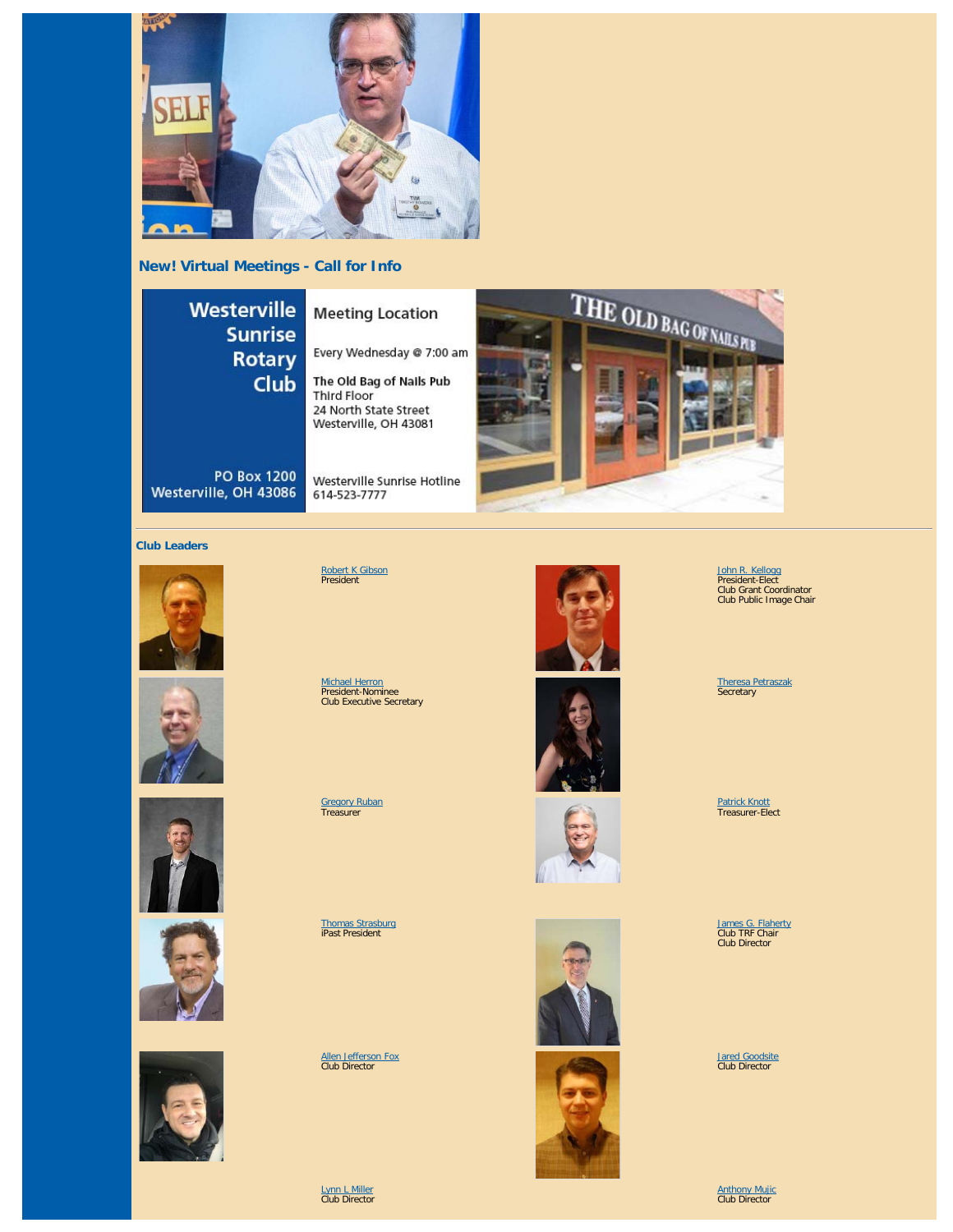## New! Virtual Meetings - Call for Info

**Westerville Sunrise Rotary Club**

**Meeting Location**

Every Wednesday @ 7:00 am

**The Old Bag of Nails Pub**
Third Floor
24 North State Street
Westerville, OH 43081

PO Box 1200
Westerville, OH 43086

Westerville Sunrise Hotline
614-523-7777

---

### Club Leaders

Robert K Gibson
President

John R. Kellogg
President-Elect
Club Grant Coordinator
Club Public Image Chair

Michael Herron
President-Nominee
Club Executive Secretary

Theresa Petraszak
Secretary

Gregory Ruban
Treasurer

Patrick Knott
Treasurer-Elect

Thomas Strasburg
iPast President

James G. Flaherty
Club TRF Chair
Club Director

Allen Jefferson Fox
Club Director

Jared Goodsite
Club Director

Lynn L Miller
Club Director

Anthony Mujic
Club Director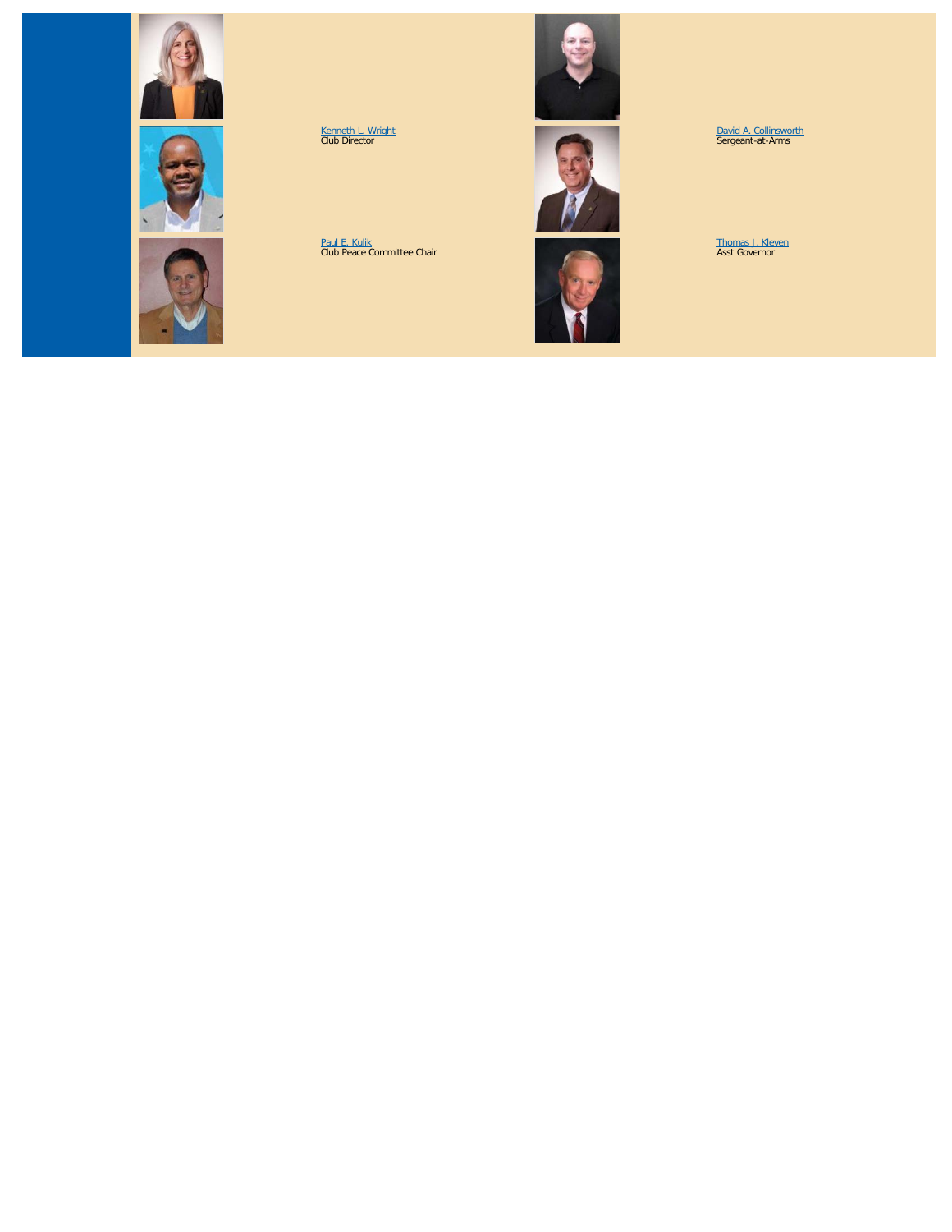[Kenneth L. Wright]
Club Director

[David A. Collinsworth]
Sergeant-at-Arms

[Paul E. Kulik]
Club Peace Committee Chair

[Thomas J. Kleven]
Asst Governor